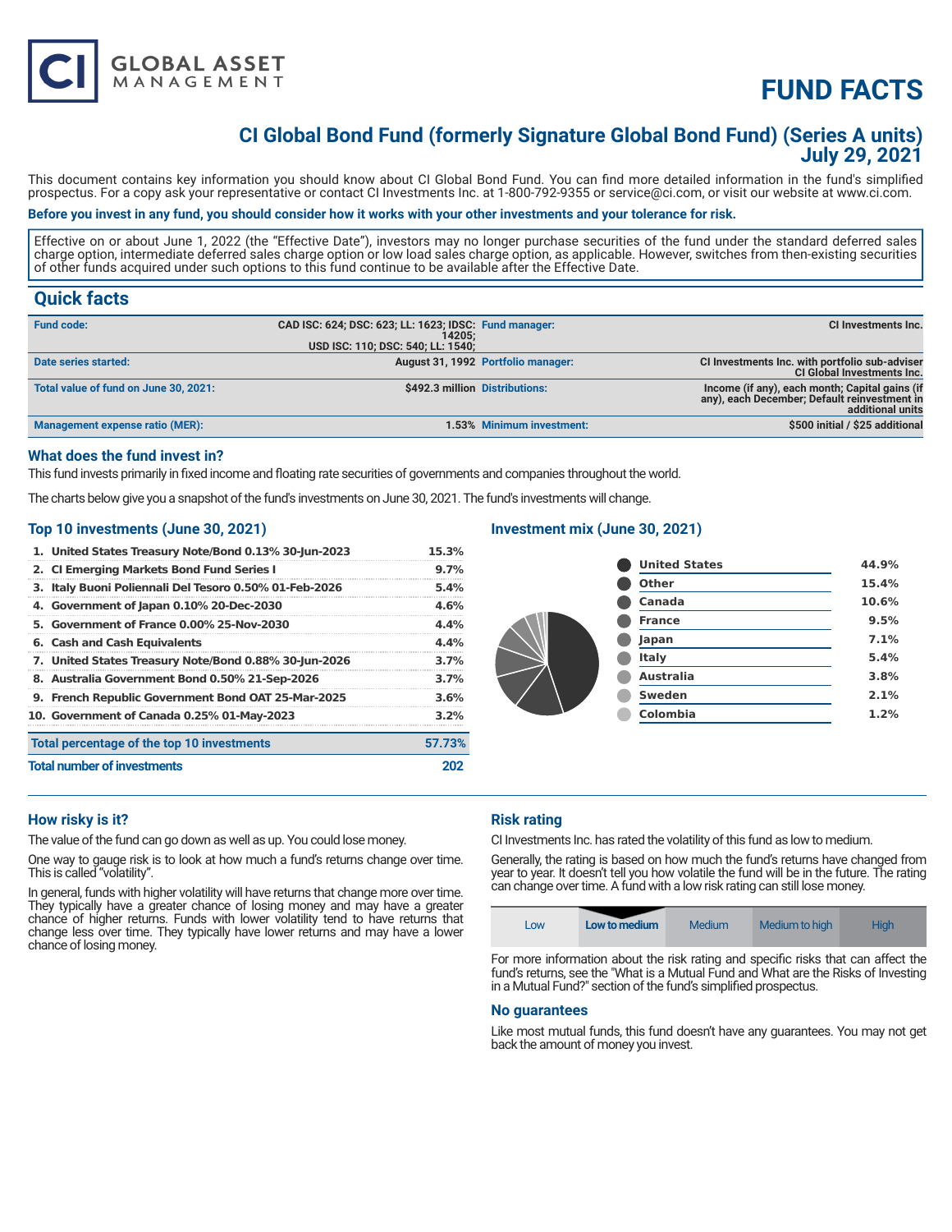# FUND FACTS

## CI Global Bond Fund (formerly Signature Global Bond Fund) (Series A units) July 29, 2021

This document contains key information you should know about CI Global Bond Fund. You can find more detailed information in the fund's simplified prospectus. For a copy ask your representative or contact CI Investments Inc. at 1-800-792-9355 or service@ci.com, or visit our website at www.ci.com.

**Before you invest in any fund, you should consider how it works with your other investments and your tolerance for risk.**

Effective on or about June 1, 2022 (the "Effective Date"), investors may no longer purchase securities of the fund under the standard deferred sales charge option, intermediate deferred sales charge option or low load sales charge option, as applicable. However, switches from then-existing securities of other funds acquired under such options to this fund continue to be available after the Effective Date.

## Quick facts

| | | | |
|---|---|---|---|
| **Fund code:** | CAD ISC: 624; DSC: 623; LL: 1623; IDSC: 14205; USD ISC: 110; DSC: 540; LL: 1540; | **Fund manager:** | CI Investments Inc. |
| **Date series started:** | August 31, 1992 | **Portfolio manager:** | CI Investments Inc. with portfolio sub-adviser CI Global Investments Inc. |
| **Total value of fund on June 30, 2021:** | $492.3 million | **Distributions:** | Income (if any), each month; Capital gains (if any), each December; Default reinvestment in additional units |
| **Management expense ratio (MER):** | 1.53% | **Minimum investment:** | $500 initial / $25 additional |

### What does the fund invest in?

This fund invests primarily in fixed income and floating rate securities of governments and companies throughout the world.

The charts below give you a snapshot of the fund's investments on June 30, 2021. The fund's investments will change.

### Top 10 investments (June 30, 2021)

| | |
|---|---|
| 1. United States Treasury Note/Bond 0.13% 30-Jun-2023 | 15.3% |
| 2. CI Emerging Markets Bond Fund Series I | 9.7% |
| 3. Italy Buoni Poliennali Del Tesoro 0.50% 01-Feb-2026 | 5.4% |
| 4. Government of Japan 0.10% 20-Dec-2030 | 4.6% |
| 5. Government of France 0.00% 25-Nov-2030 | 4.4% |
| 6. Cash and Cash Equivalents | 4.4% |
| 7. United States Treasury Note/Bond 0.88% 30-Jun-2026 | 3.7% |
| 8. Australia Government Bond 0.50% 21-Sep-2026 | 3.7% |
| 9. French Republic Government Bond OAT 25-Mar-2025 | 3.6% |
| 10. Government of Canada 0.25% 01-May-2023 | 3.2% |
| **Total percentage of the top 10 investments** | **57.73%** |
| **Total number of investments** | **202** |

### Investment mix (June 30, 2021)

| | |
|---|---|
| United States | 44.9% |
| Other | 15.4% |
| Canada | 10.6% |
| France | 9.5% |
| Japan | 7.1% |
| Italy | 5.4% |
| Australia | 3.8% |
| Sweden | 2.1% |
| Colombia | 1.2% |

### How risky is it?

The value of the fund can go down as well as up. You could lose money.

One way to gauge risk is to look at how much a fund's returns change over time. This is called "volatility".

In general, funds with higher volatility will have returns that change more over time. They typically have a greater chance of losing money and may have a greater chance of higher returns. Funds with lower volatility tend to have returns that change less over time. They typically have lower returns and may have a lower chance of losing money.

### Risk rating

CI Investments Inc. has rated the volatility of this fund as low to medium.

Generally, the rating is based on how much the fund's returns have changed from year to year. It doesn't tell you how volatile the fund will be in the future. The rating can change over time. A fund with a low risk rating can still lose money.

| Low | **Low to medium** | Medium | Medium to high | High |
|---|---|---|---|---|

For more information about the risk rating and specific risks that can affect the fund's returns, see the "What is a Mutual Fund and What are the Risks of Investing in a Mutual Fund?" section of the fund's simplified prospectus.

### No guarantees

Like most mutual funds, this fund doesn't have any guarantees. You may not get back the amount of money you invest.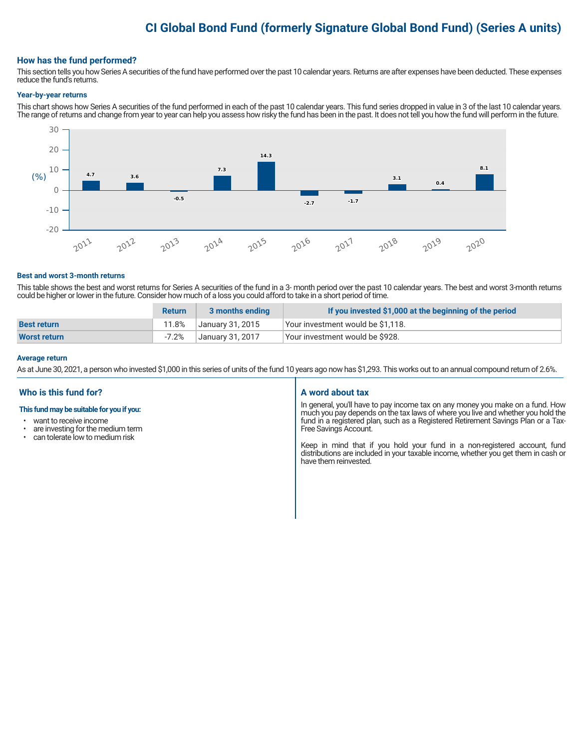# CI Global Bond Fund (formerly Signature Global Bond Fund) (Series A units)

## How has the fund performed?

This section tells you how Series A securities of the fund have performed over the past 10 calendar years. Returns are after expenses have been deducted. These expenses reduce the fund's returns.

### Year-by-year returns

This chart shows how Series A securities of the fund performed in each of the past 10 calendar years. This fund series dropped in value in 3 of the last 10 calendar years. The range of returns and change from year to year can help you assess how risky the fund has been in the past. It does not tell you how the fund will perform in the future.

| Year | 2011 | 2012 | 2013 | 2014 | 2015 | 2016 | 2017 | 2018 | 2019 | 2020 |
|---|---|---|---|---|---|---|---|---|---|---|
| (%) | 4.7 | 3.6 | -0.5 | 7.3 | 14.3 | -2.7 | -1.7 | 3.1 | 0.4 | 8.1 |

### Best and worst 3-month returns

This table shows the best and worst returns for Series A securities of the fund in a 3- month period over the past 10 calendar years. The best and worst 3-month returns could be higher or lower in the future. Consider how much of a loss you could afford to take in a short period of time.

| | Return | 3 months ending | If you invested $1,000 at the beginning of the period |
|---|---|---|---|
| **Best return** | 11.8% | January 31, 2015 | Your investment would be $1,118. |
| **Worst return** | -7.2% | January 31, 2017 | Your investment would be $928. |

### Average return

As at June 30, 2021, a person who invested $1,000 in this series of units of the fund 10 years ago now has $1,293. This works out to an annual compound return of 2.6%.

## Who is this fund for?

**This fund may be suitable for you if you:**

- want to receive income
- are investing for the medium term
- can tolerate low to medium risk

## A word about tax

In general, you'll have to pay income tax on any money you make on a fund. How much you pay depends on the tax laws of where you live and whether you hold the fund in a registered plan, such as a Registered Retirement Savings Plan or a Tax-Free Savings Account.

Keep in mind that if you hold your fund in a non-registered account, fund distributions are included in your taxable income, whether you get them in cash or have them reinvested.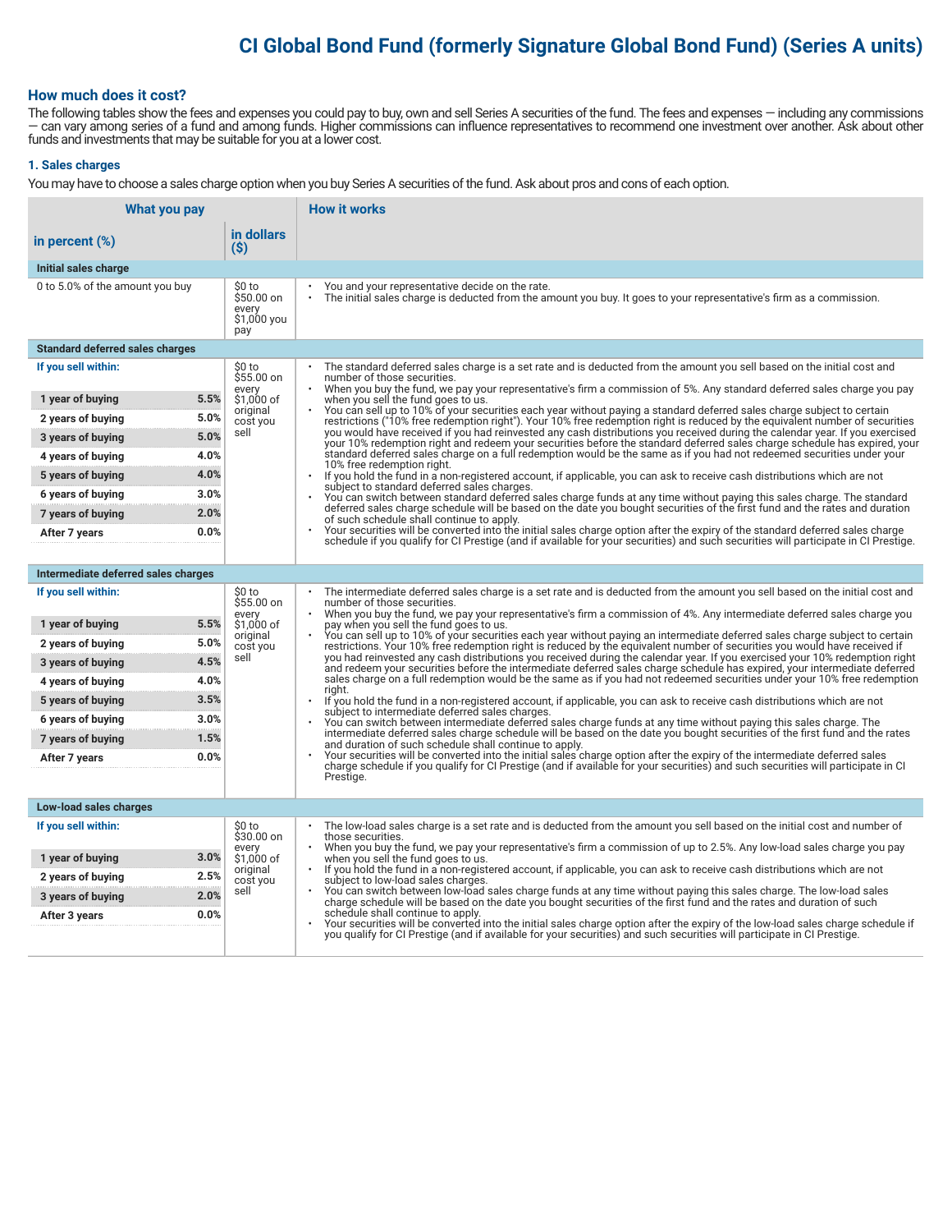# CI Global Bond Fund (formerly Signature Global Bond Fund) (Series A units)

## How much does it cost?

The following tables show the fees and expenses you could pay to buy, own and sell Series A securities of the fund. The fees and expenses — including any commissions — can vary among series of a fund and among funds. Higher commissions can influence representatives to recommend one investment over another. Ask about other funds and investments that may be suitable for you at a lower cost.

### 1. Sales charges

You may have to choose a sales charge option when you buy Series A securities of the fund. Ask about pros and cons of each option.

| What you pay | | | How it works |
|---|---|---|---|
| in percent (%) | | in dollars ($) | |
| **Initial sales charge** | | | |
| 0 to 5.0% of the amount you buy | | $0 to $50.00 on every $1,000 you pay | • You and your representative decide on the rate.<br>• The initial sales charge is deducted from the amount you buy. It goes to your representative's firm as a commission. |
| **Standard deferred sales charges** | | | |
| **If you sell within:** | | $0 to $55.00 on every $1,000 of original cost you sell | • The standard deferred sales charge is a set rate and is deducted from the amount you sell based on the initial cost and number of those securities.<br>• When you buy the fund, we pay your representative's firm a commission of 5%. Any standard deferred sales charge you pay when you sell the fund goes to us.<br>• You can sell up to 10% of your securities each year without paying a standard deferred sales charge subject to certain restrictions ("10% free redemption right"). Your 10% free redemption right is reduced by the equivalent number of securities you would have received if you had reinvested any cash distributions you received during the calendar year. If you exercised your 10% redemption right and redeem your securities before the standard deferred sales charge schedule has expired, your standard deferred sales charge on a full redemption would be the same as if you had not redeemed securities under your 10% free redemption right.<br>• If you hold the fund in a non-registered account, if applicable, you can ask to receive cash distributions which are not subject to standard deferred sales charges.<br>• You can switch between standard deferred sales charge funds at any time without paying this sales charge. The standard deferred sales charge schedule will be based on the date you bought securities of the first fund and the rates and duration of such schedule shall continue to apply.<br>• Your securities will be converted into the initial sales charge option after the expiry of the standard deferred sales charge schedule if you qualify for CI Prestige (and if available for your securities) and such securities will participate in CI Prestige. |
| **1 year of buying** | **5.5%** | | |
| **2 years of buying** | **5.0%** | | |
| **3 years of buying** | **5.0%** | | |
| **4 years of buying** | **4.0%** | | |
| **5 years of buying** | **4.0%** | | |
| **6 years of buying** | **3.0%** | | |
| **7 years of buying** | **2.0%** | | |
| **After 7 years** | **0.0%** | | |
| **Intermediate deferred sales charges** | | | |
| **If you sell within:** | | $0 to $55.00 on every $1,000 of original cost you sell | • The intermediate deferred sales charge is a set rate and is deducted from the amount you sell based on the initial cost and number of those securities.<br>• When you buy the fund, we pay your representative's firm a commission of 4%. Any intermediate deferred sales charge you pay when you sell the fund goes to us.<br>• You can sell up to 10% of your securities each year without paying an intermediate deferred sales charge subject to certain restrictions. Your 10% free redemption right is reduced by the equivalent number of securities you would have received if you had reinvested any cash distributions you received during the calendar year. If you exercised your 10% redemption right and redeem your securities before the intermediate deferred sales charge schedule has expired, your intermediate deferred sales charge on a full redemption would be the same as if you had not redeemed securities under your 10% free redemption right.<br>• If you hold the fund in a non-registered account, if applicable, you can ask to receive cash distributions which are not subject to intermediate deferred sales charges.<br>• You can switch between intermediate deferred sales charge funds at any time without paying this sales charge. The intermediate deferred sales charge schedule will be based on the date you bought securities of the first fund and the rates and duration of such schedule shall continue to apply.<br>• Your securities will be converted into the initial sales charge option after the expiry of the intermediate deferred sales charge schedule if you qualify for CI Prestige (and if available for your securities) and such securities will participate in CI Prestige. |
| **1 year of buying** | **5.5%** | | |
| **2 years of buying** | **5.0%** | | |
| **3 years of buying** | **4.5%** | | |
| **4 years of buying** | **4.0%** | | |
| **5 years of buying** | **3.5%** | | |
| **6 years of buying** | **3.0%** | | |
| **7 years of buying** | **1.5%** | | |
| **After 7 years** | **0.0%** | | |
| **Low-load sales charges** | | | |
| **If you sell within:** | | $0 to $30.00 on every $1,000 of original cost you sell | • The low-load sales charge is a set rate and is deducted from the amount you sell based on the initial cost and number of those securities.<br>• When you buy the fund, we pay your representative's firm a commission of up to 2.5%. Any low-load sales charge you pay when you sell the fund goes to us.<br>• If you hold the fund in a non-registered account, if applicable, you can ask to receive cash distributions which are not subject to low-load sales charges.<br>• You can switch between low-load sales charge funds at any time without paying this sales charge. The low-load sales charge schedule will be based on the date you bought securities of the first fund and the rates and duration of such schedule shall continue to apply.<br>• Your securities will be converted into the initial sales charge option after the expiry of the low-load sales charge schedule if you qualify for CI Prestige (and if available for your securities) and such securities will participate in CI Prestige. |
| **1 year of buying** | **3.0%** | | |
| **2 years of buying** | **2.5%** | | |
| **3 years of buying** | **2.0%** | | |
| **After 3 years** | **0.0%** | | |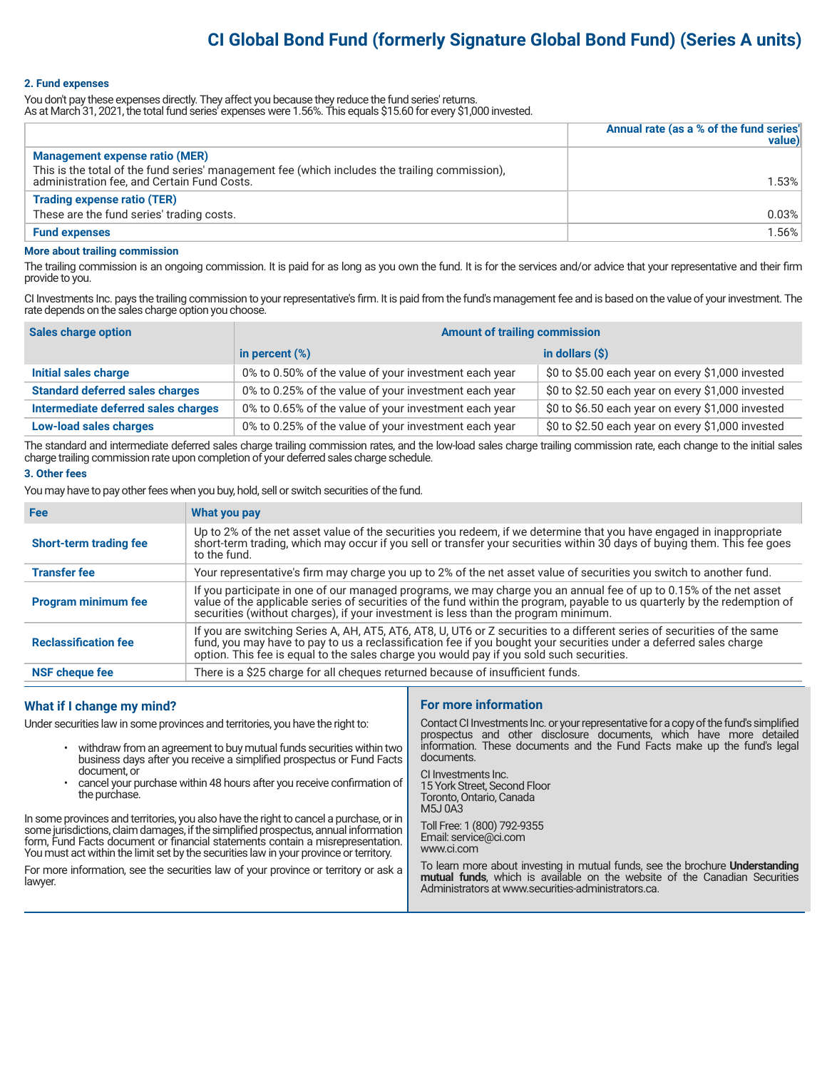# CI Global Bond Fund (formerly Signature Global Bond Fund) (Series A units)

### 2. Fund expenses

You don't pay these expenses directly. They affect you because they reduce the fund series' returns.
As at March 31, 2021, the total fund series' expenses were 1.56%. This equals $15.60 for every $1,000 invested.

| | Annual rate (as a % of the fund series' value) |
|---|---|
| **Management expense ratio (MER)**<br>This is the total of the fund series' management fee (which includes the trailing commission), administration fee, and Certain Fund Costs. | 1.53% |
| **Trading expense ratio (TER)**<br>These are the fund series' trading costs. | 0.03% |
| **Fund expenses** | 1.56% |

**More about trailing commission**

The trailing commission is an ongoing commission. It is paid for as long as you own the fund. It is for the services and/or advice that your representative and their firm provide to you.

CI Investments Inc. pays the trailing commission to your representative's firm. It is paid from the fund's management fee and is based on the value of your investment. The rate depends on the sales charge option you choose.

| Sales charge option | Amount of trailing commission | |
|---|---|---|
| | in percent (%) | in dollars ($) |
| **Initial sales charge** | 0% to 0.50% of the value of your investment each year | $0 to $5.00 each year on every $1,000 invested |
| **Standard deferred sales charges** | 0% to 0.25% of the value of your investment each year | $0 to $2.50 each year on every $1,000 invested |
| **Intermediate deferred sales charges** | 0% to 0.65% of the value of your investment each year | $0 to $6.50 each year on every $1,000 invested |
| **Low-load sales charges** | 0% to 0.25% of the value of your investment each year | $0 to $2.50 each year on every $1,000 invested |

The standard and intermediate deferred sales charge trailing commission rates, and the low-load sales charge trailing commission rate, each change to the initial sales charge trailing commission rate upon completion of your deferred sales charge schedule.

### 3. Other fees

You may have to pay other fees when you buy, hold, sell or switch securities of the fund.

| Fee | What you pay |
|---|---|
| **Short-term trading fee** | Up to 2% of the net asset value of the securities you redeem, if we determine that you have engaged in inappropriate short-term trading, which may occur if you sell or transfer your securities within 30 days of buying them. This fee goes to the fund. |
| **Transfer fee** | Your representative's firm may charge you up to 2% of the net asset value of securities you switch to another fund. |
| **Program minimum fee** | If you participate in one of our managed programs, we may charge you an annual fee of up to 0.15% of the net asset value of the applicable series of securities of the fund within the program, payable to us quarterly by the redemption of securities (without charges), if your investment is less than the program minimum. |
| **Reclassification fee** | If you are switching Series A, AH, AT5, AT6, AT8, U, UT6 or Z securities to a different series of securities of the same fund, you may have to pay to us a reclassification fee if you bought your securities under a deferred sales charge option. This fee is equal to the sales charge you would pay if you sold such securities. |
| **NSF cheque fee** | There is a $25 charge for all cheques returned because of insufficient funds. |

## What if I change my mind?

Under securities law in some provinces and territories, you have the right to:

- withdraw from an agreement to buy mutual funds securities within two business days after you receive a simplified prospectus or Fund Facts document, or
- cancel your purchase within 48 hours after you receive confirmation of the purchase.

In some provinces and territories, you also have the right to cancel a purchase, or in some jurisdictions, claim damages, if the simplified prospectus, annual information form, Fund Facts document or financial statements contain a misrepresentation. You must act within the limit set by the securities law in your province or territory.

For more information, see the securities law of your province or territory or ask a lawyer.

## For more information

Contact CI Investments Inc. or your representative for a copy of the fund's simplified prospectus and other disclosure documents, which have more detailed information. These documents and the Fund Facts make up the fund's legal documents.

CI Investments Inc.
15 York Street, Second Floor
Toronto, Ontario, Canada
M5J 0A3

Toll Free: 1 (800) 792-9355
Email: service@ci.com
www.ci.com

To learn more about investing in mutual funds, see the brochure **Understanding mutual funds**, which is available on the website of the Canadian Securities Administrators at www.securities-administrators.ca.